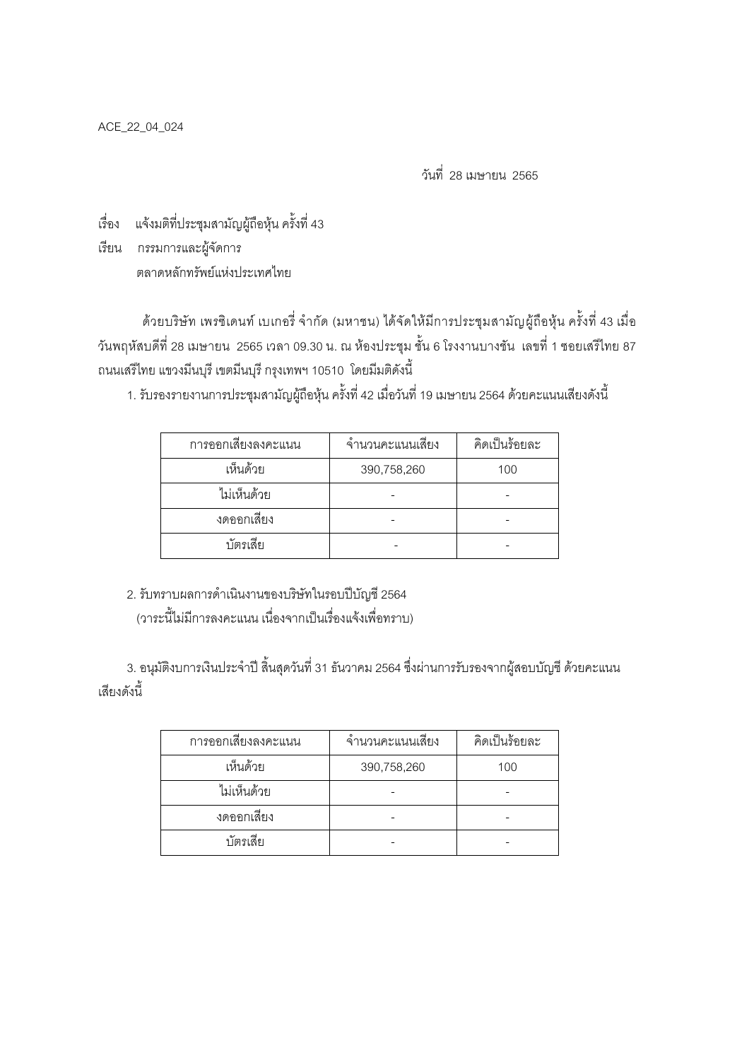ACE_22_04_024

วันที่ 28 เมษายน 2565

เรื่อง แจ้งมติที่ประชุมสามัญผู้ถือหุ้น ครั้งที่ 43

เรียน กรรมการและผู้จัดการ
ตลาดหลักทรัพย์แห่งประเทศไทย

ด้วยบริษัท เพรซิเดนท์ เบเกอรี่ จำกัด (มหาชน) ได้จัดให้มีการประชุมสามัญผู้ถือหุ้น ครั้งที่ 43 เมื่อวันพฤหัสบดีที่ 28 เมษายน 2565 เวลา 09.30 น. ณ ห้องประชุม ชั้น 6 โรงงานบางชัน เลขที่ 1 ซอยเสรีไทย 87 ถนนเสรีไทย แขวงมีนบุรี เขตมีนบุรี กรุงเทพฯ 10510 โดยมีมติดังนี้

1. รับรองรายงานการประชุมสามัญผู้ถือหุ้น ครั้งที่ 42 เมื่อวันที่ 19 เมษายน 2564 ด้วยคะแนนเสียงดังนี้

| การออกเสียงลงคะแนน | จำนวนคะแนนเสียง | คิดเป็นร้อยละ |
|---|---|---|
| เห็นด้วย | 390,758,260 | 100 |
| ไม่เห็นด้วย | - | - |
| งดออกเสียง | - | - |
| บัตรเสีย | - | - |

2. รับทราบผลการดำเนินงานของบริษัทในรอบปีบัญชี 2564
(วาระนี้ไม่มีการลงคะแนน เนื่องจากเป็นเรื่องแจ้งเพื่อทราบ)

3. อนุมัติงบการเงินประจำปี สิ้นสุดวันที่ 31 ธันวาคม 2564 ซึ่งผ่านการรับรองจากผู้สอบบัญชี ด้วยคะแนนเสียงดังนี้

| การออกเสียงลงคะแนน | จำนวนคะแนนเสียง | คิดเป็นร้อยละ |
|---|---|---|
| เห็นด้วย | 390,758,260 | 100 |
| ไม่เห็นด้วย | - | - |
| งดออกเสียง | - | - |
| บัตรเสีย | - | - |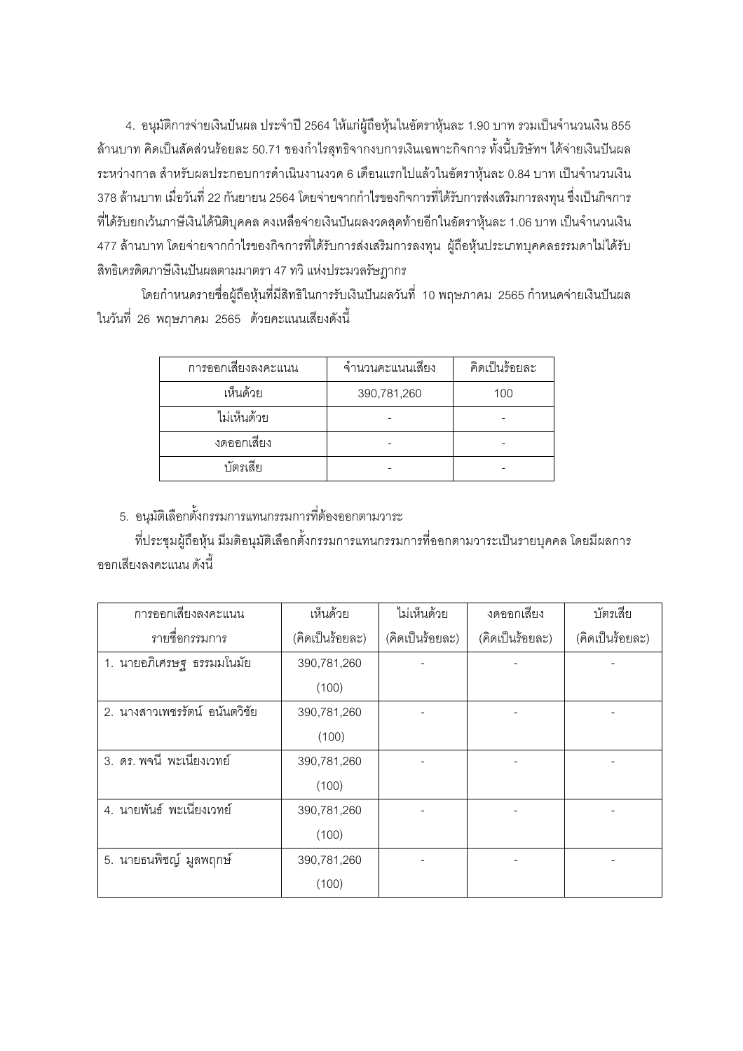4. อนุมัติการจ่ายเงินปันผล ประจำปี 2564 ให้แก่ผู้ถือหุ้นในอัตราหุ้นละ 1.90 บาท รวมเป็นจำนวนเงิน 855 ล้านบาท คิดเป็นสัดส่วนร้อยละ 50.71 ของกำไรสุทธิจากงบการเงินเฉพาะกิจการ ทั้งนี้บริษัทฯ ได้จ่ายเงินปันผลระหว่างกาล สำหรับผลประกอบการดำเนินงานงวด 6 เดือนแรกไปแล้วในอัตราหุ้นละ 0.84 บาท เป็นจำนวนเงิน 378 ล้านบาท เมื่อวันที่ 22 กันยายน 2564 โดยจ่ายจากกำไรของกิจการที่ได้รับการส่งเสริมการลงทุน ซึ่งเป็นกิจการที่ได้รับยกเว้นภาษีเงินได้นิติบุคคล คงเหลือจ่ายเงินปันผลงวดสุดท้ายอีกในอัตราหุ้นละ 1.06 บาท เป็นจำนวนเงิน 477 ล้านบาท โดยจ่ายจากกำไรของกิจการที่ได้รับการส่งเสริมการลงทุน ผู้ถือหุ้นประเภทบุคคลธรรมดาไม่ได้รับสิทธิเครดิตภาษีเงินปันผลตามมาตรา 47 ทวิ แห่งประมวลรัษฎากร

โดยกำหนดรายชื่อผู้ถือหุ้นที่มีสิทธิในการรับเงินปันผลวันที่ 10 พฤษภาคม 2565 กำหนดจ่ายเงินปันผลในวันที่ 26 พฤษภาคม 2565 ด้วยคะแนนเสียงดังนี้

| การออกเสียงลงคะแนน | จำนวนคะแนนเสียง | คิดเป็นร้อยละ |
|---|---|---|
| เห็นด้วย | 390,781,260 | 100 |
| ไม่เห็นด้วย | - | - |
| งดออกเสียง | - | - |
| บัตรเสีย | - | - |

5. อนุมัติเลือกตั้งกรรมการแทนกรรมการที่ต้องออกตามวาระ

ที่ประชุมผู้ถือหุ้น มีมติอนุมัติเลือกตั้งกรรมการแทนกรรมการที่ออกตามวาระเป็นรายบุคคล โดยมีผลการออกเสียงลงคะแนน ดังนี้

| การออกเสียงลงคะแนน รายชื่อกรรมการ | เห็นด้วย (คิดเป็นร้อยละ) | ไม่เห็นด้วย (คิดเป็นร้อยละ) | งดออกเสียง (คิดเป็นร้อยละ) | บัตรเสีย (คิดเป็นร้อยละ) |
|---|---|---|---|---|
| 1. นายอภิเศรษฐ ธรรมมโนมัย | 390,781,260 (100) | - | - | - |
| 2. นางสาวเพชรรัตน์ อนันตวิชัย | 390,781,260 (100) | - | - | - |
| 3. ดร. พจนี พะเนียงเวทย์ | 390,781,260 (100) | - | - | - |
| 4. นายพันธ์ พะเนียงเวทย์ | 390,781,260 (100) | - | - | - |
| 5. นายธนพิชญ์ มูลพฤกษ์ | 390,781,260 (100) | - | - | - |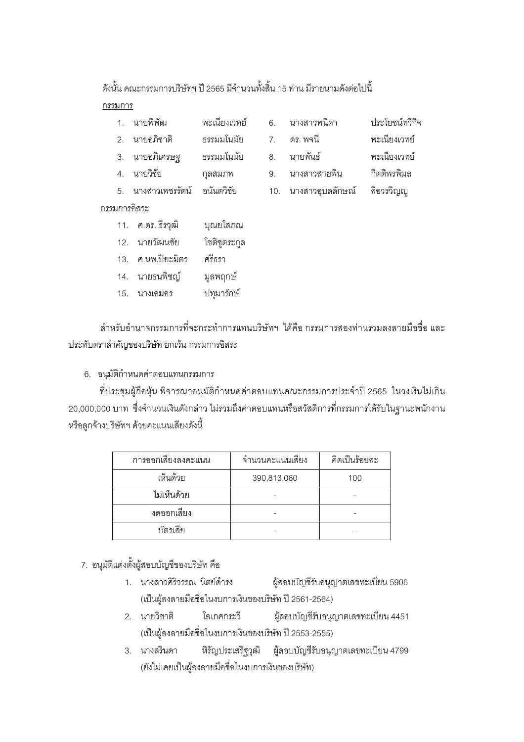ดังนั้น คณะกรรมการบริษัทฯ ปี 2565 มีจำนวนทั้งสิ้น 15 ท่าน มีรายนามดังต่อไปนี้

กรรมการ

1. นายพิพัฒ พะเนียงเวทย์
2. นายอภิชาติ ธรรมมโนมัย
3. นายอภิเศรษฐ ธรรมมโนมัย
4. นายวิชัย กุลสมภพ
5. นางสาวเพชรรัตน์ อนันตวิชัย
6. นางสาวพนิดา ประโยชน์ทวีกิจ
7. ดร. พจนี พะเนียงเวทย์
8. นายพันธ์ พะเนียงเวทย์
9. นางสาวสายพิน กิตติพรพิมล
10. นางสาวอุบลลักษณ์ ลือวรวิญญู

กรรมการอิสระ

11. ศ.ดร. ธีรวุฒิ บุณยโสภณ
12. นายวัฒนชัย โชติชูตระกูล
13. ศ.นพ.ปิยะมิตร ศรีธรา
14. นายธนพิชญ์ มูลพฤกษ์
15. นางเอมอร ปทุมารักษ์

สำหรับอำนาจกรรมการที่จะกระทำการแทนบริษัทฯ ได้คือ กรรมการสองท่านร่วมลงลายมือชื่อ และประทับตราสำคัญของบริษัท ยกเว้น กรรมการอิสระ

6. อนุมัติกำหนดค่าตอบแทนกรรมการ

ที่ประชุมผู้ถือหุ้น พิจารณาอนุมัติกำหนดค่าตอบแทนคณะกรรมการประจำปี 2565 ในวงเงินไม่เกิน 20,000,000 บาท ซึ่งจำนวนเงินดังกล่าว ไม่รวมถึงค่าตอบแทนหรือสวัสดิการที่กรรมการได้รับในฐานะพนักงาน หรือลูกจ้างบริษัทฯ ด้วยคะแนนเสียงดังนี้

| การออกเสียงลงคะแนน | จำนวนคะแนนเสียง | คิดเป็นร้อยละ |
|---|---|---|
| เห็นด้วย | 390,813,060 | 100 |
| ไม่เห็นด้วย | - | - |
| งดออกเสียง | - | - |
| บัตรเสีย | - | - |

7. อนุมัติแต่งตั้งผู้สอบบัญชีของบริษัท คือ

1. นางสาวศิริวรรณ นิตย์ดำรง ผู้สอบบัญชีรับอนุญาตเลขทะเบียน 5906 (เป็นผู้ลงลายมือชื่อในงบการเงินของบริษัท ปี 2561-2564)
2. นายวิชาติ โลเกศกระวี ผู้สอบบัญชีรับอนุญาตเลขทะเบียน 4451 (เป็นผู้ลงลายมือชื่อในงบการเงินของบริษัท ปี 2553-2555)
3. นางสรินดา หิรัญประเสริฐวุฒิ ผู้สอบบัญชีรับอนุญาตเลขทะเบียน 4799 (ยังไม่เคยเป็นผู้ลงลายมือชื่อในงบการเงินของบริษัท)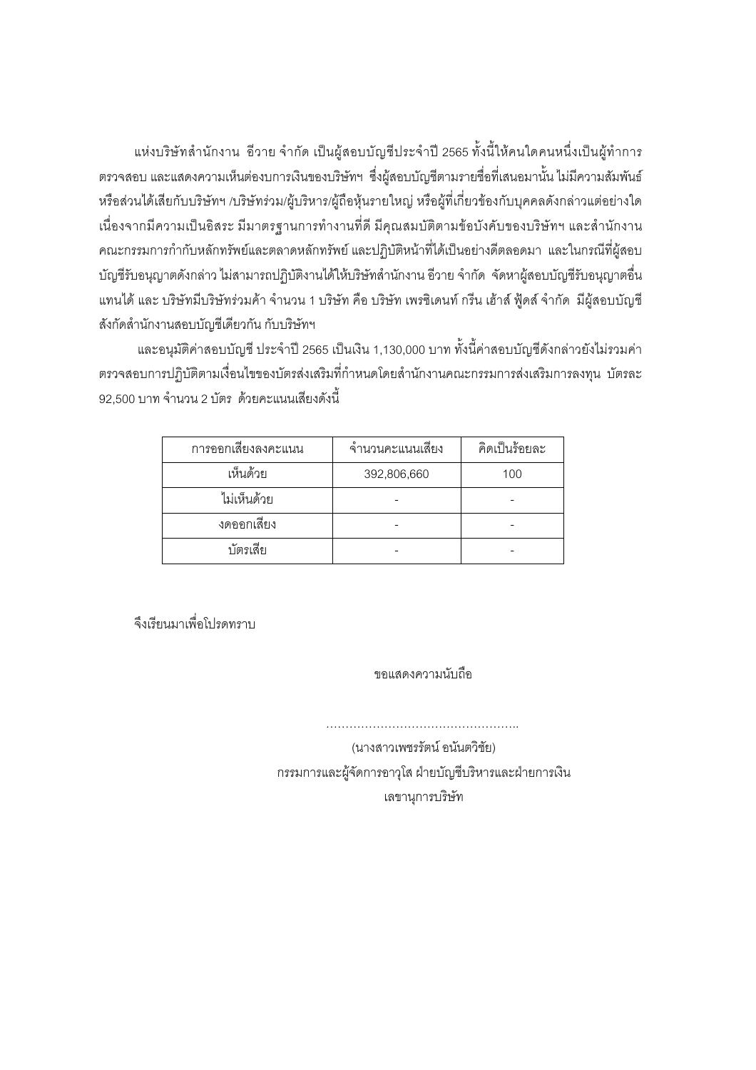แห่งบริษัทสำนักงาน อีวาย จำกัด เป็นผู้สอบบัญชีประจำปี 2565 ทั้งนี้ให้คนใดคนหนึ่งเป็นผู้ทำการตรวจสอบ และแสดงความเห็นต่องบการเงินของบริษัทฯ ซึ่งผู้สอบบัญชีตามรายชื่อที่เสนอมานั้น ไม่มีความสัมพันธ์หรือส่วนได้เสียกับบริษัทฯ /บริษัทร่วม/ผู้บริหาร/ผู้ถือหุ้นรายใหญ่ หรือผู้ที่เกี่ยวข้องกับบุคคลดังกล่าวแต่อย่างใด เนื่องจากมีความเป็นอิสระ มีมาตรฐานการทำงานที่ดี มีคุณสมบัติตามข้อบังคับของบริษัทฯ และสำนักงานคณะกรรมการกำกับหลักทรัพย์และตลาดหลักทรัพย์ และปฏิบัติหน้าที่ได้เป็นอย่างดีตลอดมา และในกรณีที่ผู้สอบบัญชีรับอนุญาตดังกล่าว ไม่สามารถปฏิบัติงานได้ให้บริษัทสำนักงาน อีวาย จำกัด จัดหาผู้สอบบัญชีรับอนุญาตอื่นแทนได้ และ บริษัทมีบริษัทร่วมค้า จำนวน 1 บริษัท คือ บริษัท เพรซิเดนท์ กรีน เฮ้าส์ ฟู้ดส์ จำกัด มีผู้สอบบัญชีสังกัดสำนักงานสอบบัญชีเดียวกัน กับบริษัทฯ

และอนุมัติค่าสอบบัญชี ประจำปี 2565 เป็นเงิน 1,130,000 บาท ทั้งนี้ค่าสอบบัญชีดังกล่าวยังไม่รวมค่าตรวจสอบการปฏิบัติตามเงื่อนไขของบัตรส่งเสริมที่กำหนดโดยสำนักงานคณะกรรมการส่งเสริมการลงทุน บัตรละ 92,500 บาท จำนวน 2 บัตร ด้วยคะแนนเสียงดังนี้

| การออกเสียงลงคะแนน | จำนวนคะแนนเสียง | คิดเป็นร้อยละ |
|---|---|---|
| เห็นด้วย | 392,806,660 | 100 |
| ไม่เห็นด้วย | - | - |
| งดออกเสียง | - | - |
| บัตรเสีย | - | - |

จึงเรียนมาเพื่อโปรดทราบ

ขอแสดงความนับถือ

..................................................

(นางสาวเพชรรัตน์ อนันตวิชัย)

กรรมการและผู้จัดการอาวุโส ฝ่ายบัญชีบริหารและฝ่ายการเงิน

เลขานุการบริษัท